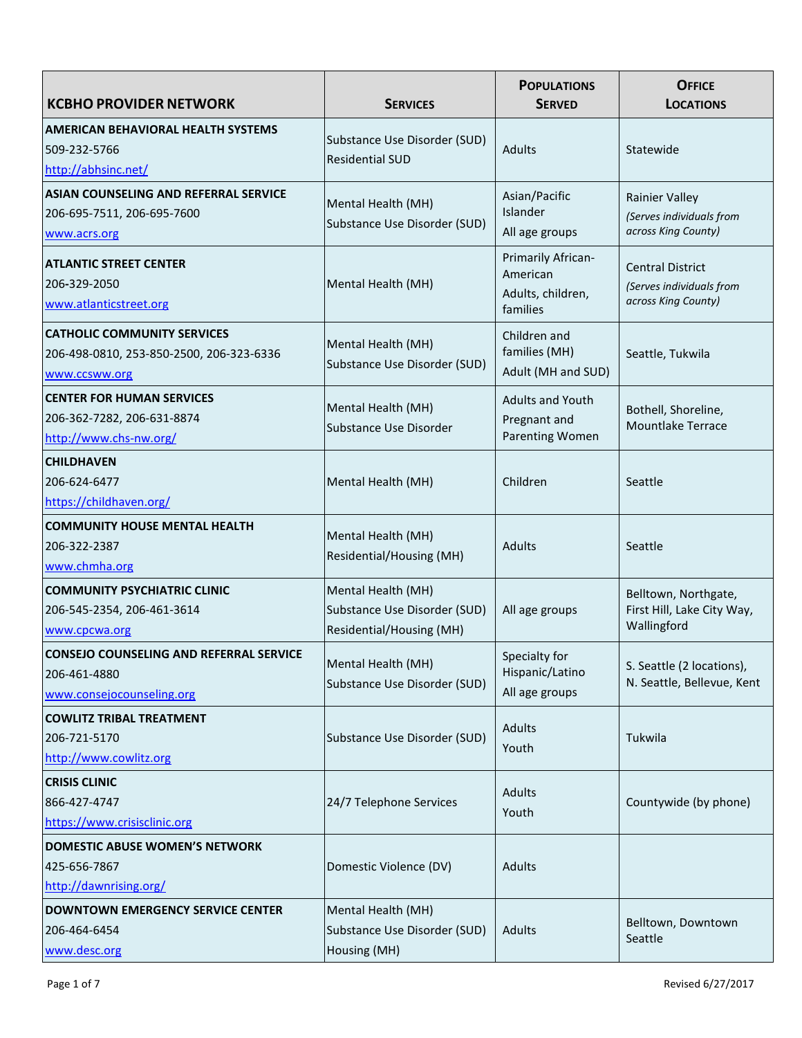| KCBHO PROVIDER NETWORK | SERVICES | POPULATIONS SERVED | OFFICE LOCATIONS |
|---|---|---|---|
| **AMERICAN BEHAVIORAL HEALTH SYSTEMS**<br>509-232-5766<br>http://abhsinc.net/ | Substance Use Disorder (SUD)<br>Residential SUD | Adults | Statewide |
| **ASIAN COUNSELING AND REFERRAL SERVICE**<br>206-695-7511, 206-695-7600<br>www.acrs.org | Mental Health (MH)<br>Substance Use Disorder (SUD) | Asian/Pacific Islander<br>All age groups | Rainier Valley<br>*(Serves individuals from across King County)* |
| **ATLANTIC STREET CENTER**<br>206-329-2050<br>www.atlanticstreet.org | Mental Health (MH) | Primarily African-American<br>Adults, children, families | Central District<br>*(Serves individuals from across King County)* |
| **CATHOLIC COMMUNITY SERVICES**<br>206-498-0810, 253-850-2500, 206-323-6336<br>www.ccsww.org | Mental Health (MH)<br>Substance Use Disorder (SUD) | Children and families (MH)<br>Adult (MH and SUD) | Seattle, Tukwila |
| **CENTER FOR HUMAN SERVICES**<br>206-362-7282, 206-631-8874<br>http://www.chs-nw.org/ | Mental Health (MH)<br>Substance Use Disorder | Adults and Youth<br>Pregnant and Parenting Women | Bothell, Shoreline, Mountlake Terrace |
| **CHILDHAVEN**<br>206-624-6477<br>https://childhaven.org/ | Mental Health (MH) | Children | Seattle |
| **COMMUNITY HOUSE MENTAL HEALTH**<br>206-322-2387<br>www.chmha.org | Mental Health (MH)<br>Residential/Housing (MH) | Adults | Seattle |
| **COMMUNITY PSYCHIATRIC CLINIC**<br>206-545-2354, 206-461-3614<br>www.cpcwa.org | Mental Health (MH)<br>Substance Use Disorder (SUD)<br>Residential/Housing (MH) | All age groups | Belltown, Northgate, First Hill, Lake City Way, Wallingford |
| **CONSEJO COUNSELING AND REFERRAL SERVICE**<br>206-461-4880<br>www.consejocounseling.org | Mental Health (MH)<br>Substance Use Disorder (SUD) | Specialty for Hispanic/Latino<br>All age groups | S. Seattle (2 locations), N. Seattle, Bellevue, Kent |
| **COWLITZ TRIBAL TREATMENT**<br>206-721-5170<br>http://www.cowlitz.org | Substance Use Disorder (SUD) | Adults<br>Youth | Tukwila |
| **CRISIS CLINIC**<br>866-427-4747<br>https://www.crisisclinic.org | 24/7 Telephone Services | Adults<br>Youth | Countywide (by phone) |
| **DOMESTIC ABUSE WOMEN'S NETWORK**<br>425-656-7867<br>http://dawnrising.org/ | Domestic Violence (DV) | Adults | |
| **DOWNTOWN EMERGENCY SERVICE CENTER**<br>206-464-6454<br>www.desc.org | Mental Health (MH)<br>Substance Use Disorder (SUD)<br>Housing (MH) | Adults | Belltown, Downtown Seattle |

Revised 6/27/2017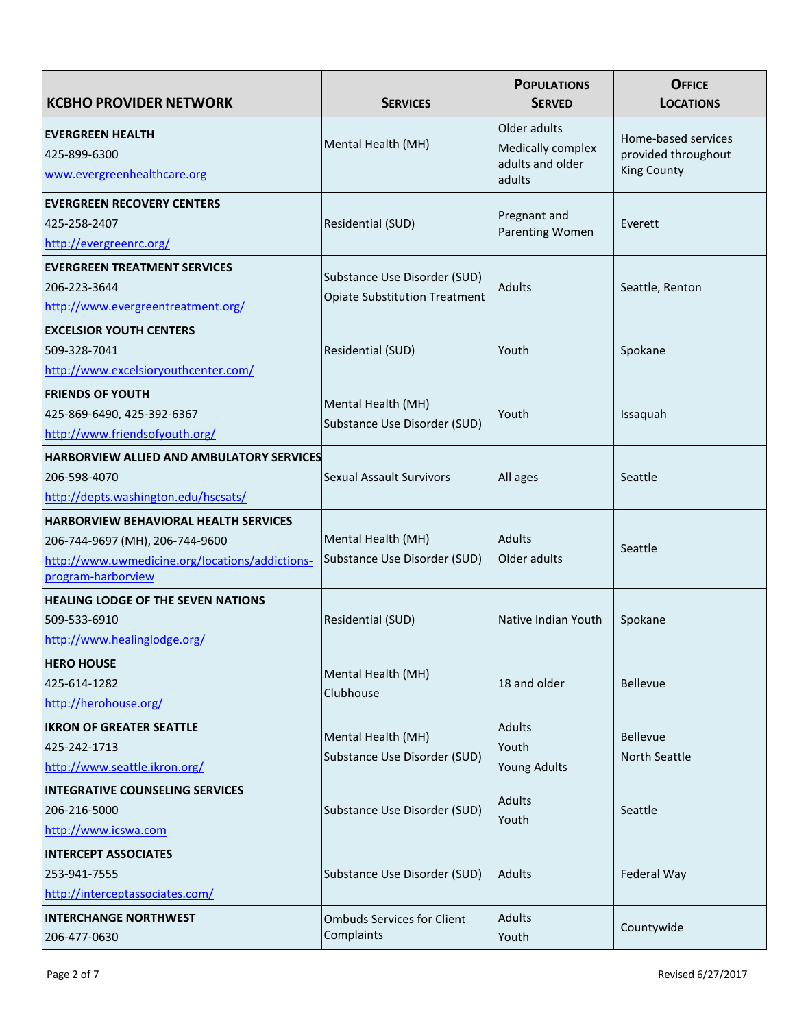| KCBHO PROVIDER NETWORK | SERVICES | POPULATIONS SERVED | OFFICE LOCATIONS |
|---|---|---|---|
| **EVERGREEN HEALTH**<br>425-899-6300<br>www.evergreenhealthcare.org | Mental Health (MH) | Older adults<br>Medically complex adults and older adults | Home-based services provided throughout King County |
| **EVERGREEN RECOVERY CENTERS**<br>425-258-2407<br>http://evergreenrc.org/ | Residential (SUD) | Pregnant and Parenting Women | Everett |
| **EVERGREEN TREATMENT SERVICES**<br>206-223-3644<br>http://www.evergreentreatment.org/ | Substance Use Disorder (SUD)<br>Opiate Substitution Treatment | Adults | Seattle, Renton |
| **EXCELSIOR YOUTH CENTERS**<br>509-328-7041<br>http://www.excelsioryouthcenter.com/ | Residential (SUD) | Youth | Spokane |
| **FRIENDS OF YOUTH**<br>425-869-6490, 425-392-6367<br>http://www.friendsofyouth.org/ | Mental Health (MH)<br>Substance Use Disorder (SUD) | Youth | Issaquah |
| **HARBORVIEW ALLIED AND AMBULATORY SERVICES**<br>206-598-4070<br>http://depts.washington.edu/hscsats/ | Sexual Assault Survivors | All ages | Seattle |
| **HARBORVIEW BEHAVIORAL HEALTH SERVICES**<br>206-744-9697 (MH), 206-744-9600<br>http://www.uwmedicine.org/locations/addictions-program-harborview | Mental Health (MH)<br>Substance Use Disorder (SUD) | Adults<br>Older adults | Seattle |
| **HEALING LODGE OF THE SEVEN NATIONS**<br>509-533-6910<br>http://www.healinglodge.org/ | Residential (SUD) | Native Indian Youth | Spokane |
| **HERO HOUSE**<br>425-614-1282<br>http://herohouse.org/ | Mental Health (MH)<br>Clubhouse | 18 and older | Bellevue |
| **IKRON OF GREATER SEATTLE**<br>425-242-1713<br>http://www.seattle.ikron.org/ | Mental Health (MH)<br>Substance Use Disorder (SUD) | Adults<br>Youth<br>Young Adults | Bellevue<br>North Seattle |
| **INTEGRATIVE COUNSELING SERVICES**<br>206-216-5000<br>http://www.icswa.com | Substance Use Disorder (SUD) | Adults<br>Youth | Seattle |
| **INTERCEPT ASSOCIATES**<br>253-941-7555<br>http://interceptassociates.com/ | Substance Use Disorder (SUD) | Adults | Federal Way |
| **INTERCHANGE NORTHWEST**<br>206-477-0630 | Ombuds Services for Client Complaints | Adults<br>Youth | Countywide |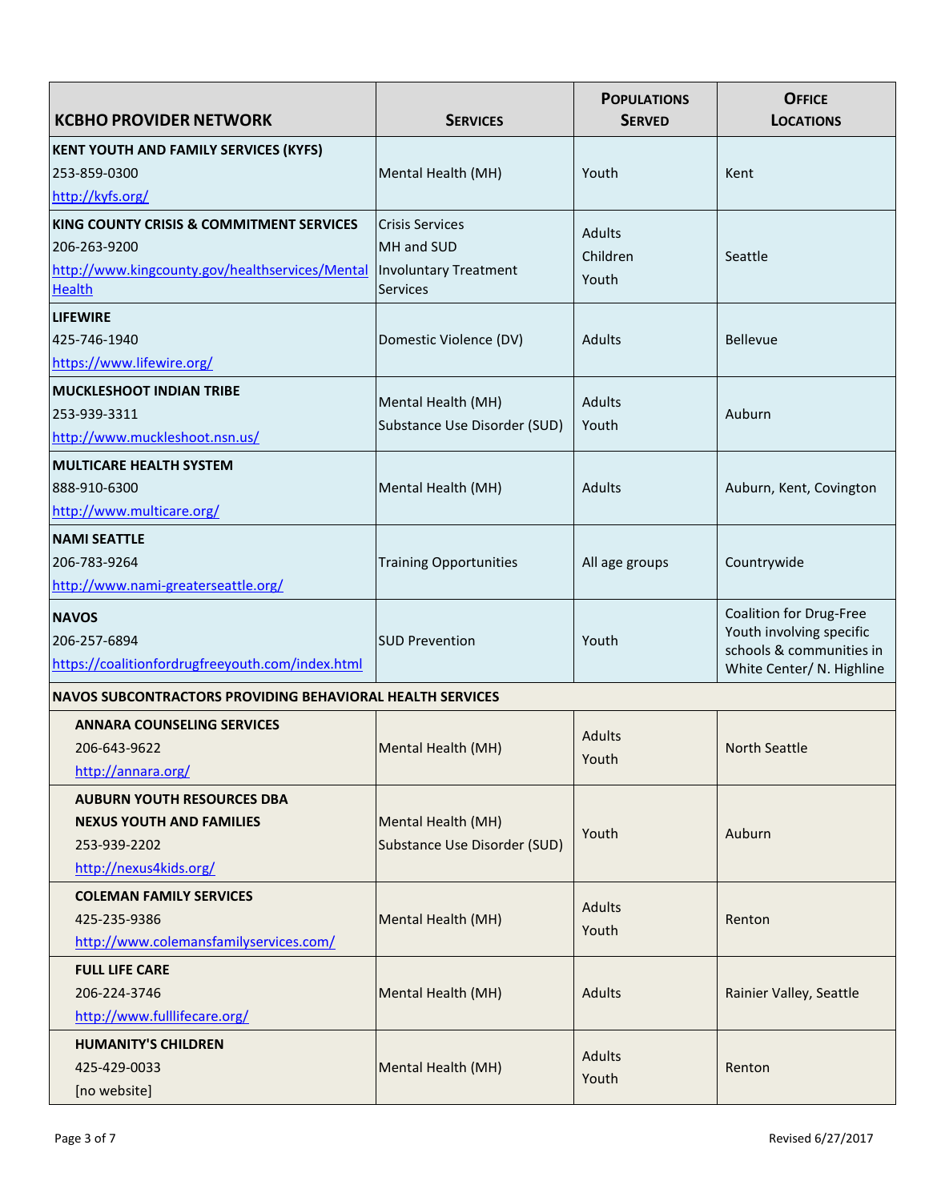| KCBHO PROVIDER NETWORK | SERVICES | POPULATIONS SERVED | OFFICE LOCATIONS |
|---|---|---|---|
| **KENT YOUTH AND FAMILY SERVICES (KYFS)**<br>253-859-0300<br>http://kyfs.org/ | Mental Health (MH) | Youth | Kent |
| **KING COUNTY CRISIS & COMMITMENT SERVICES**<br>206-263-9200<br>http://www.kingcounty.gov/healthservices/MentalHealth | Crisis Services<br>MH and SUD<br>Involuntary Treatment Services | Adults<br>Children<br>Youth | Seattle |
| **LIFEWIRE**<br>425-746-1940<br>https://www.lifewire.org/ | Domestic Violence (DV) | Adults | Bellevue |
| **MUCKLESHOOT INDIAN TRIBE**<br>253-939-3311<br>http://www.muckleshoot.nsn.us/ | Mental Health (MH)<br>Substance Use Disorder (SUD) | Adults<br>Youth | Auburn |
| **MULTICARE HEALTH SYSTEM**<br>888-910-6300<br>http://www.multicare.org/ | Mental Health (MH) | Adults | Auburn, Kent, Covington |
| **NAMI SEATTLE**<br>206-783-9264<br>http://www.nami-greaterseattle.org/ | Training Opportunities | All age groups | Countrywide |
| **NAVOS**<br>206-257-6894<br>https://coalitionfordrugfreeyouth.com/index.html | SUD Prevention | Youth | Coalition for Drug-Free Youth involving specific schools & communities in White Center/ N. Highline |
| **NAVOS SUBCONTRACTORS PROVIDING BEHAVIORAL HEALTH SERVICES** | | | |
| **ANNARA COUNSELING SERVICES**<br>206-643-9622<br>http://annara.org/ | Mental Health (MH) | Adults<br>Youth | North Seattle |
| **AUBURN YOUTH RESOURCES DBA NEXUS YOUTH AND FAMILIES**<br>253-939-2202<br>http://nexus4kids.org/ | Mental Health (MH)<br>Substance Use Disorder (SUD) | Youth | Auburn |
| **COLEMAN FAMILY SERVICES**<br>425-235-9386<br>http://www.colemansfamilyservices.com/ | Mental Health (MH) | Adults<br>Youth | Renton |
| **FULL LIFE CARE**<br>206-224-3746<br>http://www.fulllifecare.org/ | Mental Health (MH) | Adults | Rainier Valley, Seattle |
| **HUMANITY'S CHILDREN**<br>425-429-0033<br>[no website] | Mental Health (MH) | Adults<br>Youth | Renton |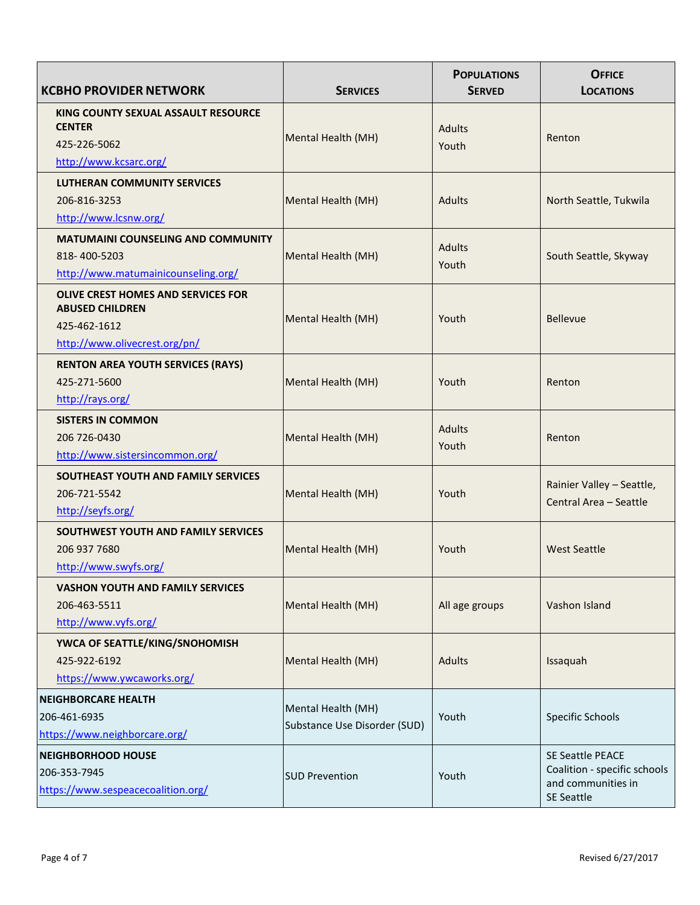| KCBHO PROVIDER NETWORK | SERVICES | POPULATIONS SERVED | OFFICE LOCATIONS |
|---|---|---|---|
| **KING COUNTY SEXUAL ASSAULT RESOURCE CENTER**<br>425-226-5062<br>http://www.kcsarc.org/ | Mental Health (MH) | Adults<br>Youth | Renton |
| **LUTHERAN COMMUNITY SERVICES**<br>206-816-3253<br>http://www.lcsnw.org/ | Mental Health (MH) | Adults | North Seattle, Tukwila |
| **MATUMAINI COUNSELING AND COMMUNITY**<br>818- 400-5203<br>http://www.matumainicounseling.org/ | Mental Health (MH) | Adults<br>Youth | South Seattle, Skyway |
| **OLIVE CREST HOMES AND SERVICES FOR ABUSED CHILDREN**<br>425-462-1612<br>http://www.olivecrest.org/pn/ | Mental Health (MH) | Youth | Bellevue |
| **RENTON AREA YOUTH SERVICES (RAYS)**<br>425-271-5600<br>http://rays.org/ | Mental Health (MH) | Youth | Renton |
| **SISTERS IN COMMON**<br>206 726-0430<br>http://www.sistersincommon.org/ | Mental Health (MH) | Adults<br>Youth | Renton |
| **SOUTHEAST YOUTH AND FAMILY SERVICES**<br>206-721-5542<br>http://seyfs.org/ | Mental Health (MH) | Youth | Rainier Valley – Seattle, Central Area – Seattle |
| **SOUTHWEST YOUTH AND FAMILY SERVICES**<br>206 937 7680<br>http://www.swyfs.org/ | Mental Health (MH) | Youth | West Seattle |
| **VASHON YOUTH AND FAMILY SERVICES**<br>206-463-5511<br>http://www.vyfs.org/ | Mental Health (MH) | All age groups | Vashon Island |
| **YWCA OF SEATTLE/KING/SNOHOMISH**<br>425-922-6192<br>https://www.ywcaworks.org/ | Mental Health (MH) | Adults | Issaquah |
| **NEIGHBORCARE HEALTH**<br>206-461-6935<br>https://www.neighborcare.org/ | Mental Health (MH)<br>Substance Use Disorder (SUD) | Youth | Specific Schools |
| **NEIGHBORHOOD HOUSE**<br>206-353-7945<br>https://www.sespeacecoalition.org/ | SUD Prevention | Youth | SE Seattle PEACE Coalition - specific schools and communities in SE Seattle |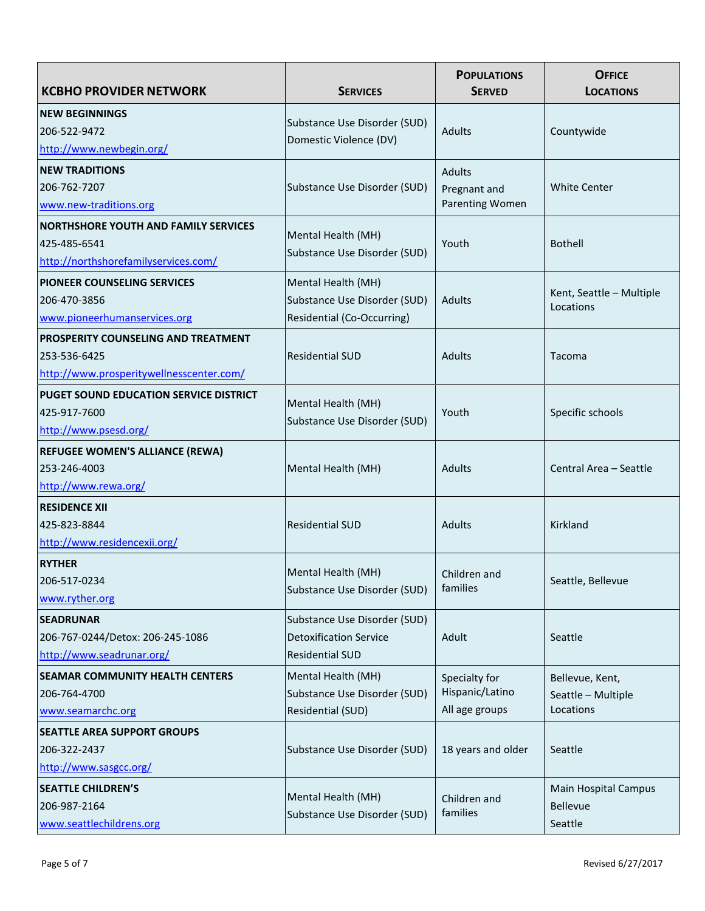| KCBHO PROVIDER NETWORK | SERVICES | POPULATIONS SERVED | OFFICE LOCATIONS |
|---|---|---|---|
| **NEW BEGINNINGS**<br>206-522-9472<br>http://www.newbegin.org/ | Substance Use Disorder (SUD)<br>Domestic Violence (DV) | Adults | Countywide |
| **NEW TRADITIONS**<br>206-762-7207<br>www.new-traditions.org | Substance Use Disorder (SUD) | Adults<br>Pregnant and Parenting Women | White Center |
| **NORTHSHORE YOUTH AND FAMILY SERVICES**<br>425-485-6541<br>http://northshorefamilyservices.com/ | Mental Health (MH)<br>Substance Use Disorder (SUD) | Youth | Bothell |
| **PIONEER COUNSELING SERVICES**<br>206-470-3856<br>www.pioneerhumanservices.org | Mental Health (MH)<br>Substance Use Disorder (SUD)<br>Residential (Co-Occurring) | Adults | Kent, Seattle – Multiple Locations |
| **PROSPERITY COUNSELING AND TREATMENT**<br>253-536-6425<br>http://www.prosperitywellnesscenter.com/ | Residential SUD | Adults | Tacoma |
| **PUGET SOUND EDUCATION SERVICE DISTRICT**<br>425-917-7600<br>http://www.psesd.org/ | Mental Health (MH)<br>Substance Use Disorder (SUD) | Youth | Specific schools |
| **REFUGEE WOMEN'S ALLIANCE (REWA)**<br>253-246-4003<br>http://www.rewa.org/ | Mental Health (MH) | Adults | Central Area – Seattle |
| **RESIDENCE XII**<br>425-823-8844<br>http://www.residencexii.org/ | Residential SUD | Adults | Kirkland |
| **RYTHER**<br>206-517-0234<br>www.ryther.org | Mental Health (MH)<br>Substance Use Disorder (SUD) | Children and families | Seattle, Bellevue |
| **SEADRUNAR**<br>206-767-0244/Detox: 206-245-1086<br>http://www.seadrunar.org/ | Substance Use Disorder (SUD)<br>Detoxification Service<br>Residential SUD | Adult | Seattle |
| **SEAMAR COMMUNITY HEALTH CENTERS**<br>206-764-4700<br>www.seamarchc.org | Mental Health (MH)<br>Substance Use Disorder (SUD)<br>Residential (SUD) | Specialty for Hispanic/Latino<br>All age groups | Bellevue, Kent,<br>Seattle – Multiple Locations |
| **SEATTLE AREA SUPPORT GROUPS**<br>206-322-2437<br>http://www.sasgcc.org/ | Substance Use Disorder (SUD) | 18 years and older | Seattle |
| **SEATTLE CHILDREN'S**<br>206-987-2164<br>www.seattlechildrens.org | Mental Health (MH)<br>Substance Use Disorder (SUD) | Children and families | Main Hospital Campus<br>Bellevue<br>Seattle |

Revised 6/27/2017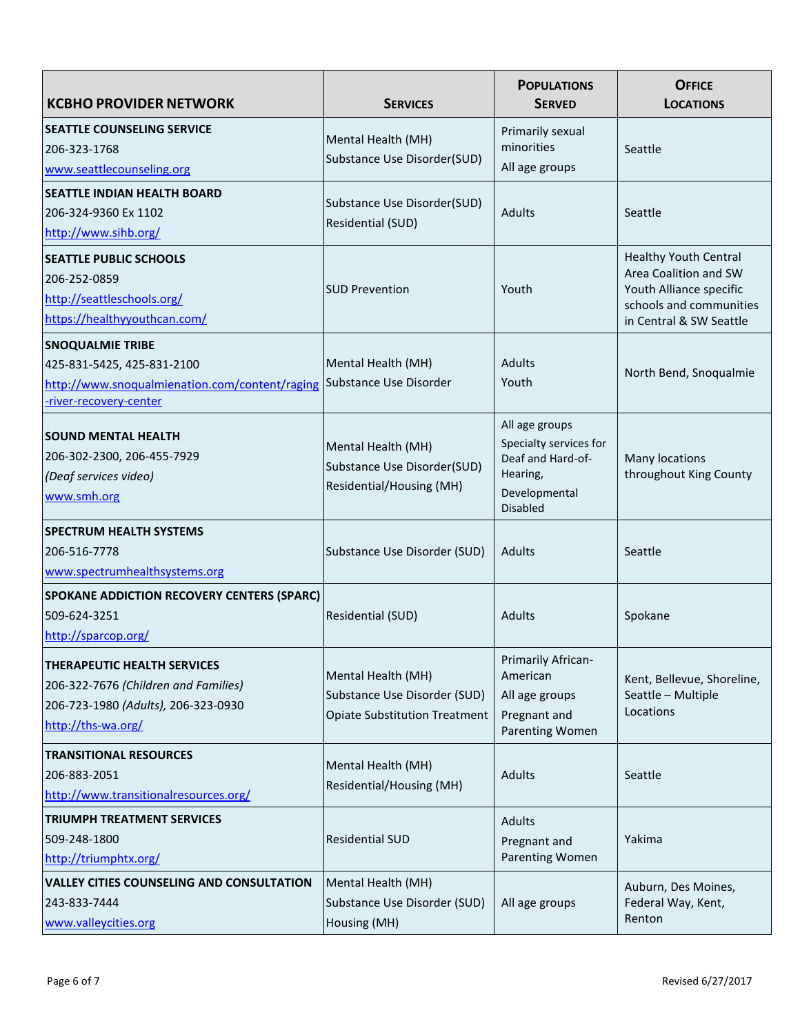| KCBHO PROVIDER NETWORK | SERVICES | POPULATIONS SERVED | OFFICE LOCATIONS |
|---|---|---|---|
| **SEATTLE COUNSELING SERVICE**<br>206-323-1768<br>www.seattlecounseling.org | Mental Health (MH)<br>Substance Use Disorder(SUD) | Primarily sexual minorities<br>All age groups | Seattle |
| **SEATTLE INDIAN HEALTH BOARD**<br>206-324-9360 Ex 1102<br>http://www.sihb.org/ | Substance Use Disorder(SUD)<br>Residential (SUD) | Adults | Seattle |
| **SEATTLE PUBLIC SCHOOLS**<br>206-252-0859<br>http://seattleschools.org/<br>https://healthyyouthcan.com/ | SUD Prevention | Youth | Healthy Youth Central Area Coalition and SW Youth Alliance specific schools and communities in Central & SW Seattle |
| **SNOQUALMIE TRIBE**<br>425-831-5425, 425-831-2100<br>http://www.snoqualmienation.com/content/raging-river-recovery-center | Mental Health (MH)<br>Substance Use Disorder | Adults<br>Youth | North Bend, Snoqualmie |
| **SOUND MENTAL HEALTH**<br>206-302-2300, 206-455-7929<br>*(Deaf services video)*<br>www.smh.org | Mental Health (MH)<br>Substance Use Disorder(SUD)<br>Residential/Housing (MH) | All age groups<br>Specialty services for Deaf and Hard-of-Hearing,<br>Developmental Disabled | Many locations throughout King County |
| **SPECTRUM HEALTH SYSTEMS**<br>206-516-7778<br>www.spectrumhealthsystems.org | Substance Use Disorder (SUD) | Adults | Seattle |
| **SPOKANE ADDICTION RECOVERY CENTERS (SPARC)**<br>509-624-3251<br>http://sparcop.org/ | Residential (SUD) | Adults | Spokane |
| **THERAPEUTIC HEALTH SERVICES**<br>206-322-7676 *(Children and Families)*<br>206-723-1980 *(Adults)*, 206-323-0930<br>http://ths-wa.org/ | Mental Health (MH)<br>Substance Use Disorder (SUD)<br>Opiate Substitution Treatment | Primarily African-American<br>All age groups<br>Pregnant and Parenting Women | Kent, Bellevue, Shoreline, Seattle – Multiple Locations |
| **TRANSITIONAL RESOURCES**<br>206-883-2051<br>http://www.transitionalresources.org/ | Mental Health (MH)<br>Residential/Housing (MH) | Adults | Seattle |
| **TRIUMPH TREATMENT SERVICES**<br>509-248-1800<br>http://triumphtx.org/ | Residential SUD | Adults<br>Pregnant and Parenting Women | Yakima |
| **VALLEY CITIES COUNSELING AND CONSULTATION**<br>243-833-7444<br>www.valleycities.org | Mental Health (MH)<br>Substance Use Disorder (SUD)<br>Housing (MH) | All age groups | Auburn, Des Moines, Federal Way, Kent, Renton |

Revised 6/27/2017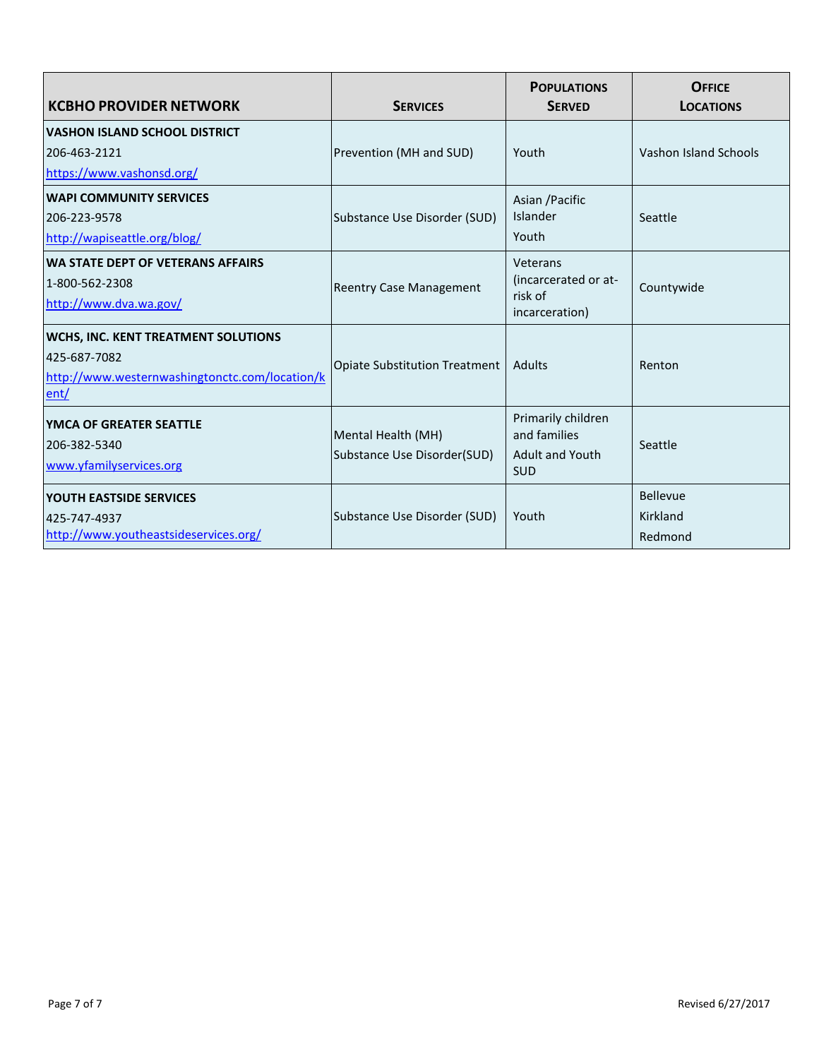| KCBHO PROVIDER NETWORK | SERVICES | POPULATIONS SERVED | OFFICE LOCATIONS |
|---|---|---|---|
| **VASHON ISLAND SCHOOL DISTRICT**<br>206-463-2121<br>https://www.vashonsd.org/ | Prevention (MH and SUD) | Youth | Vashon Island Schools |
| **WAPI COMMUNITY SERVICES**<br>206-223-9578<br>http://wapiseattle.org/blog/ | Substance Use Disorder (SUD) | Asian /Pacific Islander<br>Youth | Seattle |
| **WA STATE DEPT OF VETERANS AFFAIRS**<br>1-800-562-2308<br>http://www.dva.wa.gov/ | Reentry Case Management | Veterans (incarcerated or at-risk of incarceration) | Countywide |
| **WCHS, INC. KENT TREATMENT SOLUTIONS**<br>425-687-7082<br>http://www.westernwashingtonctc.com/location/kent/ | Opiate Substitution Treatment | Adults | Renton |
| **YMCA OF GREATER SEATTLE**<br>206-382-5340<br>www.yfamilyservices.org | Mental Health (MH)<br>Substance Use Disorder(SUD) | Primarily children and families<br>Adult and Youth SUD | Seattle |
| **YOUTH EASTSIDE SERVICES**<br>425-747-4937<br>http://www.youtheastsideservices.org/ | Substance Use Disorder (SUD) | Youth | Bellevue<br>Kirkland<br>Redmond |

Revised 6/27/2017